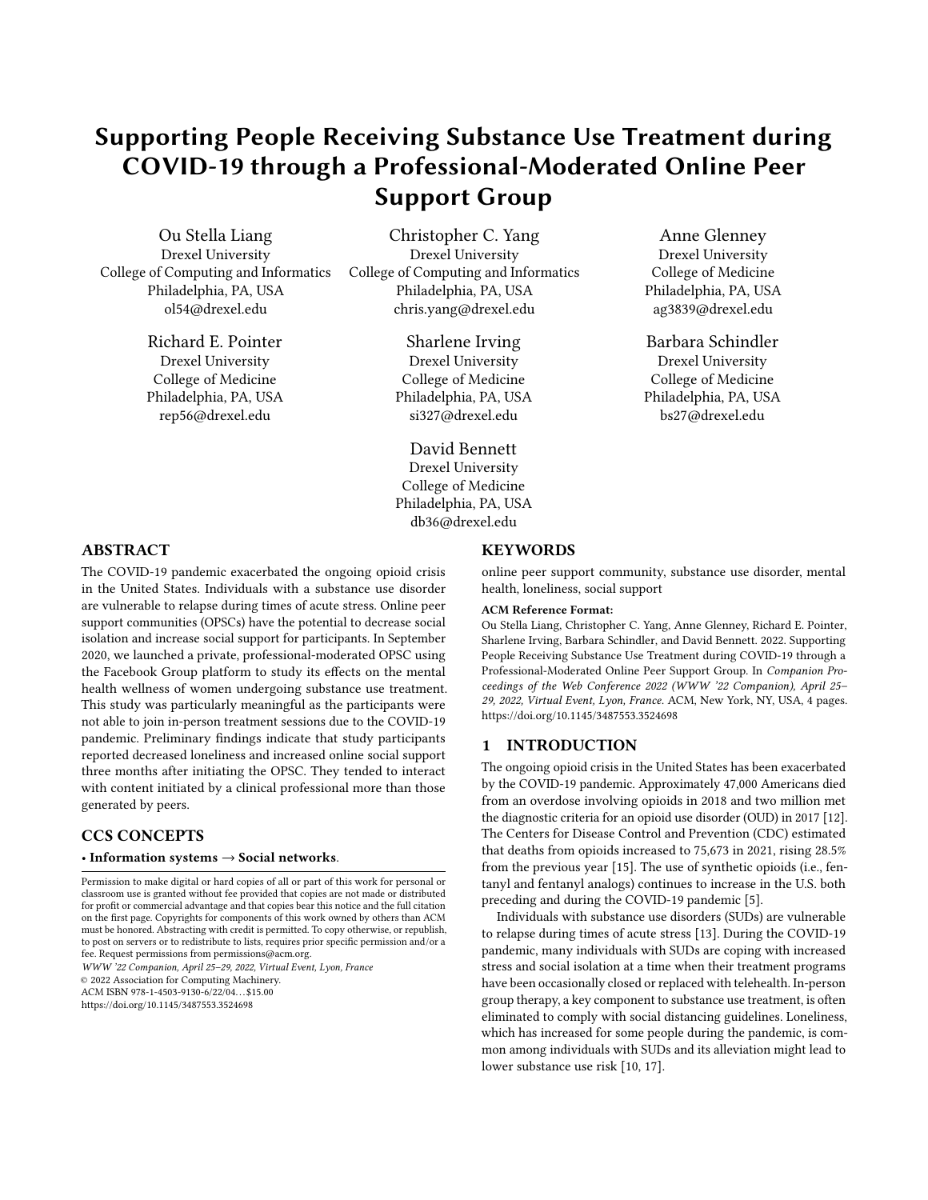# Supporting People Receiving Substance Use Treatment during COVID-19 through a Professional-Moderated Online Peer Support Group

Ou Stella Liang
Drexel University
College of Computing and Informatics
Philadelphia, PA, USA
ol54@drexel.edu

Christopher C. Yang
Drexel University
College of Computing and Informatics
Philadelphia, PA, USA
chris.yang@drexel.edu

Anne Glenney
Drexel University
College of Medicine
Philadelphia, PA, USA
ag3839@drexel.edu

Richard E. Pointer
Drexel University
College of Medicine
Philadelphia, PA, USA
rep56@drexel.edu

Sharlene Irving
Drexel University
College of Medicine
Philadelphia, PA, USA
si327@drexel.edu

Barbara Schindler
Drexel University
College of Medicine
Philadelphia, PA, USA
bs27@drexel.edu

David Bennett
Drexel University
College of Medicine
Philadelphia, PA, USA
db36@drexel.edu

## ABSTRACT

The COVID-19 pandemic exacerbated the ongoing opioid crisis in the United States. Individuals with a substance use disorder are vulnerable to relapse during times of acute stress. Online peer support communities (OPSCs) have the potential to decrease social isolation and increase social support for participants. In September 2020, we launched a private, professional-moderated OPSC using the Facebook Group platform to study its effects on the mental health wellness of women undergoing substance use treatment. This study was particularly meaningful as the participants were not able to join in-person treatment sessions due to the COVID-19 pandemic. Preliminary findings indicate that study participants reported decreased loneliness and increased online social support three months after initiating the OPSC. They tended to interact with content initiated by a clinical professional more than those generated by peers.

## CCS CONCEPTS

• **Information systems** → **Social networks**.

Permission to make digital or hard copies of all or part of this work for personal or classroom use is granted without fee provided that copies are not made or distributed for profit or commercial advantage and that copies bear this notice and the full citation on the first page. Copyrights for components of this work owned by others than ACM must be honored. Abstracting with credit is permitted. To copy otherwise, or republish, to post on servers or to redistribute to lists, requires prior specific permission and/or a fee. Request permissions from permissions@acm.org.
*WWW '22 Companion, April 25–29, 2022, Virtual Event, Lyon, France*
© 2022 Association for Computing Machinery.
ACM ISBN 978-1-4503-9130-6/22/04…$15.00
https://doi.org/10.1145/3487553.3524698

## KEYWORDS

online peer support community, substance use disorder, mental health, loneliness, social support

**ACM Reference Format:**
Ou Stella Liang, Christopher C. Yang, Anne Glenney, Richard E. Pointer, Sharlene Irving, Barbara Schindler, and David Bennett. 2022. Supporting People Receiving Substance Use Treatment during COVID-19 through a Professional-Moderated Online Peer Support Group. In *Companion Proceedings of the Web Conference 2022 (WWW '22 Companion), April 25–29, 2022, Virtual Event, Lyon, France.* ACM, New York, NY, USA, 4 pages. https://doi.org/10.1145/3487553.3524698

## 1 INTRODUCTION

The ongoing opioid crisis in the United States has been exacerbated by the COVID-19 pandemic. Approximately 47,000 Americans died from an overdose involving opioids in 2018 and two million met the diagnostic criteria for an opioid use disorder (OUD) in 2017 [12]. The Centers for Disease Control and Prevention (CDC) estimated that deaths from opioids increased to 75,673 in 2021, rising 28.5% from the previous year [15]. The use of synthetic opioids (i.e., fentanyl and fentanyl analogs) continues to increase in the U.S. both preceding and during the COVID-19 pandemic [5].

Individuals with substance use disorders (SUDs) are vulnerable to relapse during times of acute stress [13]. During the COVID-19 pandemic, many individuals with SUDs are coping with increased stress and social isolation at a time when their treatment programs have been occasionally closed or replaced with telehealth. In-person group therapy, a key component to substance use treatment, is often eliminated to comply with social distancing guidelines. Loneliness, which has increased for some people during the pandemic, is common among individuals with SUDs and its alleviation might lead to lower substance use risk [10, 17].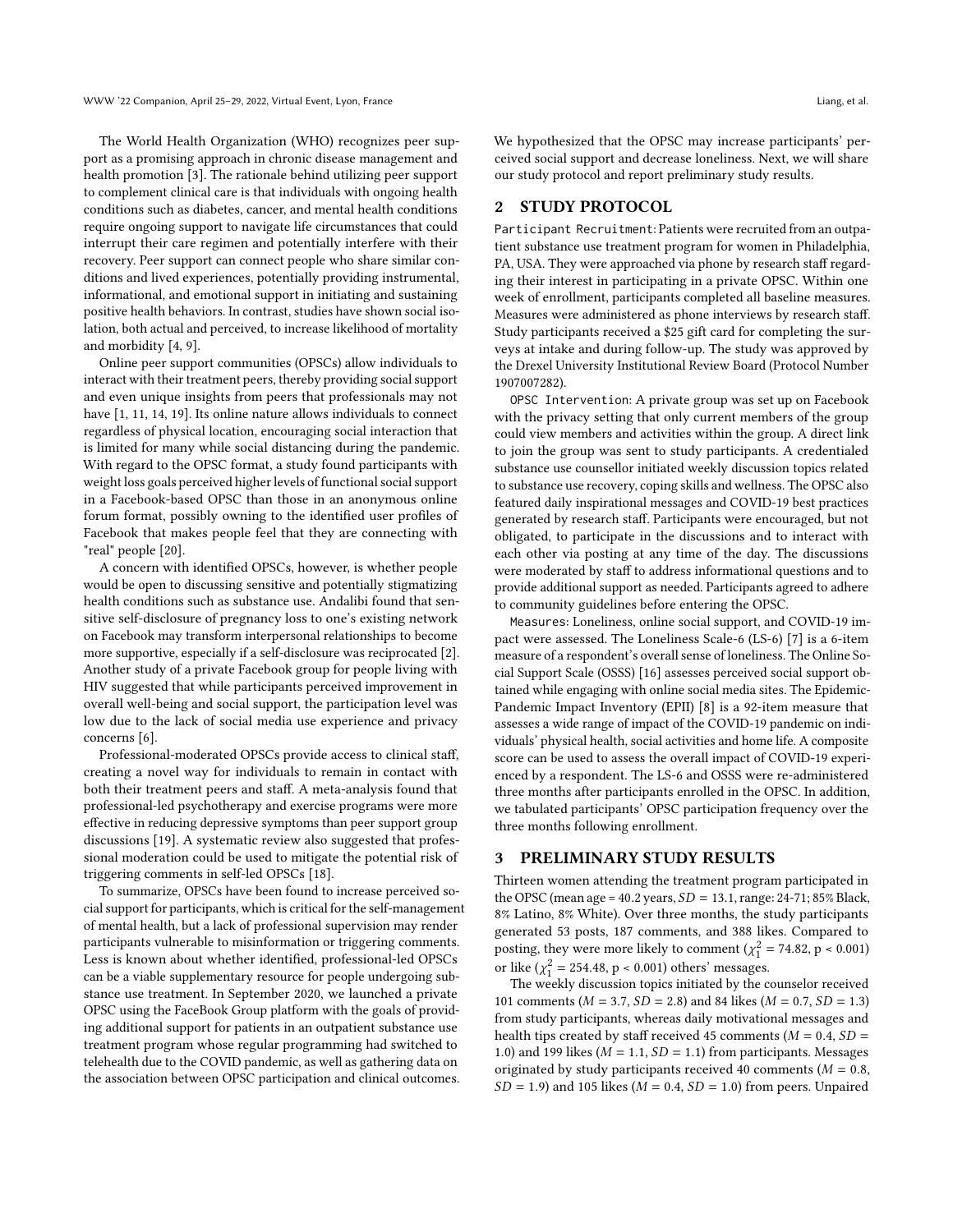The World Health Organization (WHO) recognizes peer support as a promising approach in chronic disease management and health promotion [3]. The rationale behind utilizing peer support to complement clinical care is that individuals with ongoing health conditions such as diabetes, cancer, and mental health conditions require ongoing support to navigate life circumstances that could interrupt their care regimen and potentially interfere with their recovery. Peer support can connect people who share similar conditions and lived experiences, potentially providing instrumental, informational, and emotional support in initiating and sustaining positive health behaviors. In contrast, studies have shown social isolation, both actual and perceived, to increase likelihood of mortality and morbidity [4, 9].

Online peer support communities (OPSCs) allow individuals to interact with their treatment peers, thereby providing social support and even unique insights from peers that professionals may not have [1, 11, 14, 19]. Its online nature allows individuals to connect regardless of physical location, encouraging social interaction that is limited for many while social distancing during the pandemic. With regard to the OPSC format, a study found participants with weight loss goals perceived higher levels of functional social support in a Facebook-based OPSC than those in an anonymous online forum format, possibly owning to the identified user profiles of Facebook that makes people feel that they are connecting with "real" people [20].

A concern with identified OPSCs, however, is whether people would be open to discussing sensitive and potentially stigmatizing health conditions such as substance use. Andalibi found that sensitive self-disclosure of pregnancy loss to one's existing network on Facebook may transform interpersonal relationships to become more supportive, especially if a self-disclosure was reciprocated [2]. Another study of a private Facebook group for people living with HIV suggested that while participants perceived improvement in overall well-being and social support, the participation level was low due to the lack of social media use experience and privacy concerns [6].

Professional-moderated OPSCs provide access to clinical staff, creating a novel way for individuals to remain in contact with both their treatment peers and staff. A meta-analysis found that professional-led psychotherapy and exercise programs were more effective in reducing depressive symptoms than peer support group discussions [19]. A systematic review also suggested that professional moderation could be used to mitigate the potential risk of triggering comments in self-led OPSCs [18].

To summarize, OPSCs have been found to increase perceived social support for participants, which is critical for the self-management of mental health, but a lack of professional supervision may render participants vulnerable to misinformation or triggering comments. Less is known about whether identified, professional-led OPSCs can be a viable supplementary resource for people undergoing substance use treatment. In September 2020, we launched a private OPSC using the FaceBook Group platform with the goals of providing additional support for patients in an outpatient substance use treatment program whose regular programming had switched to telehealth due to the COVID pandemic, as well as gathering data on the association between OPSC participation and clinical outcomes. We hypothesized that the OPSC may increase participants' perceived social support and decrease loneliness. Next, we will share our study protocol and report preliminary study results.

## 2 STUDY PROTOCOL

`Participant Recruitment`: Patients were recruited from an outpatient substance use treatment program for women in Philadelphia, PA, USA. They were approached via phone by research staff regarding their interest in participating in a private OPSC. Within one week of enrollment, participants completed all baseline measures. Measures were administered as phone interviews by research staff. Study participants received a $25 gift card for completing the surveys at intake and during follow-up. The study was approved by the Drexel University Institutional Review Board (Protocol Number 1907007282).

`OPSC Intervention`: A private group was set up on Facebook with the privacy setting that only current members of the group could view members and activities within the group. A direct link to join the group was sent to study participants. A credentialed substance use counsellor initiated weekly discussion topics related to substance use recovery, coping skills and wellness. The OPSC also featured daily inspirational messages and COVID-19 best practices generated by research staff. Participants were encouraged, but not obligated, to participate in the discussions and to interact with each other via posting at any time of the day. The discussions were moderated by staff to address informational questions and to provide additional support as needed. Participants agreed to adhere to community guidelines before entering the OPSC.

`Measures`: Loneliness, online social support, and COVID-19 impact were assessed. The Loneliness Scale-6 (LS-6) [7] is a 6-item measure of a respondent's overall sense of loneliness. The Online Social Support Scale (OSSS) [16] assesses perceived social support obtained while engaging with online social media sites. The Epidemic-Pandemic Impact Inventory (EPII) [8] is a 92-item measure that assesses a wide range of impact of the COVID-19 pandemic on individuals' physical health, social activities and home life. A composite score can be used to assess the overall impact of COVID-19 experienced by a respondent. The LS-6 and OSSS were re-administered three months after participants enrolled in the OPSC. In addition, we tabulated participants' OPSC participation frequency over the three months following enrollment.

## 3 PRELIMINARY STUDY RESULTS

Thirteen women attending the treatment program participated in the OPSC (mean age = 40.2 years, $SD$ = 13.1, range: 24-71; 85% Black, 8% Latino, 8% White). Over three months, the study participants generated 53 posts, 187 comments, and 388 likes. Compared to posting, they were more likely to comment ($\chi^2_1 = 74.82$, $p < 0.001$) or like ($\chi^2_1 = 254.48$, $p < 0.001$) others' messages.

The weekly discussion topics initiated by the counselor received 101 comments ($M$ = 3.7, $SD$ = 2.8) and 84 likes ($M$ = 0.7, $SD$ = 1.3) from study participants, whereas daily motivational messages and health tips created by staff received 45 comments ($M$ = 0.4, $SD$ = 1.0) and 199 likes ($M$ = 1.1, $SD$ = 1.1) from participants. Messages originated by study participants received 40 comments ($M$ = 0.8, $SD$ = 1.9) and 105 likes ($M$ = 0.4, $SD$ = 1.0) from peers. Unpaired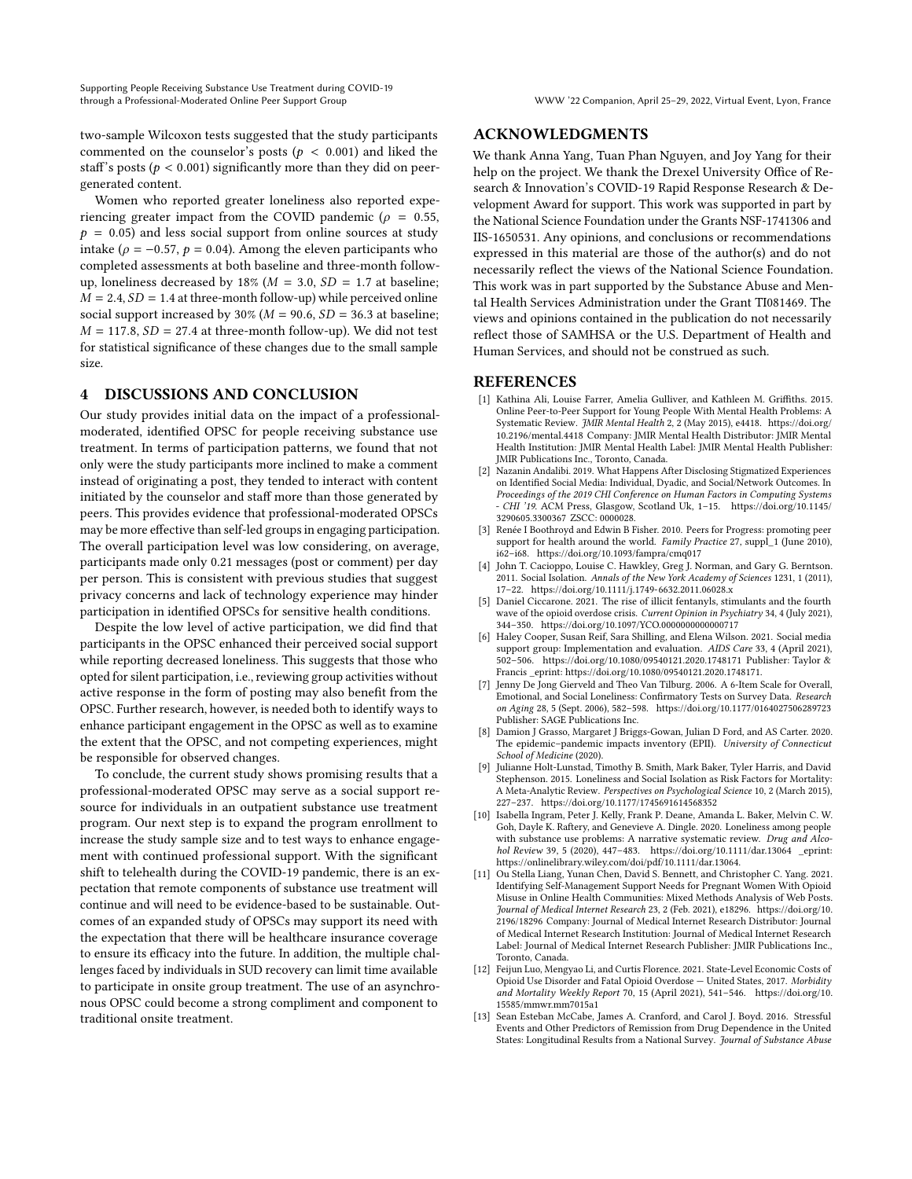two-sample Wilcoxon tests suggested that the study participants commented on the counselor's posts ($p < 0.001$) and liked the staff's posts ($p < 0.001$) significantly more than they did on peer-generated content.

Women who reported greater loneliness also reported experiencing greater impact from the COVID pandemic ($\rho = 0.55$, $p = 0.05$) and less social support from online sources at study intake ($\rho = -0.57$, $p = 0.04$). Among the eleven participants who completed assessments at both baseline and three-month follow-up, loneliness decreased by 18% ($M = 3.0$, $SD = 1.7$ at baseline; $M = 2.4$, $SD = 1.4$ at three-month follow-up) while perceived online social support increased by 30% ($M = 90.6$, $SD = 36.3$ at baseline; $M = 117.8$, $SD = 27.4$ at three-month follow-up). We did not test for statistical significance of these changes due to the small sample size.

## 4 DISCUSSIONS AND CONCLUSION

Our study provides initial data on the impact of a professional-moderated, identified OPSC for people receiving substance use treatment. In terms of participation patterns, we found that not only were the study participants more inclined to make a comment instead of originating a post, they tended to interact with content initiated by the counselor and staff more than those generated by peers. This provides evidence that professional-moderated OPSCs may be more effective than self-led groups in engaging participation. The overall participation level was low considering, on average, participants made only 0.21 messages (post or comment) per day per person. This is consistent with previous studies that suggest privacy concerns and lack of technology experience may hinder participation in identified OPSCs for sensitive health conditions.

Despite the low level of active participation, we did find that participants in the OPSC enhanced their perceived social support while reporting decreased loneliness. This suggests that those who opted for silent participation, i.e., reviewing group activities without active response in the form of posting may also benefit from the OPSC. Further research, however, is needed both to identify ways to enhance participant engagement in the OPSC as well as to examine the extent that the OPSC, and not competing experiences, might be responsible for observed changes.

To conclude, the current study shows promising results that a professional-moderated OPSC may serve as a social support resource for individuals in an outpatient substance use treatment program. Our next step is to expand the program enrollment to increase the study sample size and to test ways to enhance engagement with continued professional support. With the significant shift to telehealth during the COVID-19 pandemic, there is an expectation that remote components of substance use treatment will continue and will need to be evidence-based to be sustainable. Outcomes of an expanded study of OPSCs may support its need with the expectation that there will be healthcare insurance coverage to ensure its efficacy into the future. In addition, the multiple challenges faced by individuals in SUD recovery can limit time available to participate in onsite group treatment. The use of an asynchronous OPSC could become a strong compliment and component to traditional onsite treatment.

## ACKNOWLEDGMENTS

We thank Anna Yang, Tuan Phan Nguyen, and Joy Yang for their help on the project. We thank the Drexel University Office of Research & Innovation's COVID-19 Rapid Response Research & Development Award for support. This work was supported in part by the National Science Foundation under the Grants NSF-1741306 and IIS-1650531. Any opinions, and conclusions or recommendations expressed in this material are those of the author(s) and do not necessarily reflect the views of the National Science Foundation. This work was in part supported by the Substance Abuse and Mental Health Services Administration under the Grant TI081469. The views and opinions contained in the publication do not necessarily reflect those of SAMHSA or the U.S. Department of Health and Human Services, and should not be construed as such.

## REFERENCES

[1] Kathina Ali, Louise Farrer, Amelia Gulliver, and Kathleen M. Griffiths. 2015. Online Peer-to-Peer Support for Young People With Mental Health Problems: A Systematic Review. *JMIR Mental Health* 2, 2 (May 2015), e4418. https://doi.org/10.2196/mental.4418 Company: JMIR Mental Health Distributor: JMIR Mental Health Institution: JMIR Mental Health Label: JMIR Mental Health Publisher: JMIR Publications Inc., Toronto, Canada.

[2] Nazanin Andalibi. 2019. What Happens After Disclosing Stigmatized Experiences on Identified Social Media: Individual, Dyadic, and Social/Network Outcomes. In *Proceedings of the 2019 CHI Conference on Human Factors in Computing Systems - CHI '19*. ACM Press, Glasgow, Scotland Uk, 1–15. https://doi.org/10.1145/3290605.3300367 ZSCC: 0000028.

[3] Renée I Boothroyd and Edwin B Fisher. 2010. Peers for Progress: promoting peer support for health around the world. *Family Practice* 27, suppl_1 (June 2010), i62–i68. https://doi.org/10.1093/fampra/cmq017

[4] John T. Cacioppo, Louise C. Hawkley, Greg J. Norman, and Gary G. Berntson. 2011. Social Isolation. *Annals of the New York Academy of Sciences* 1231, 1 (2011), 17–22. https://doi.org/10.1111/j.1749-6632.2011.06028.x

[5] Daniel Ciccarone. 2021. The rise of illicit fentanyls, stimulants and the fourth wave of the opioid overdose crisis. *Current Opinion in Psychiatry* 34, 4 (July 2021), 344–350. https://doi.org/10.1097/YCO.0000000000000717

[6] Haley Cooper, Susan Reif, Sara Shilling, and Elena Wilson. 2021. Social media support group: Implementation and evaluation. *AIDS Care* 33, 4 (April 2021), 502–506. https://doi.org/10.1080/09540121.2020.1748171 Publisher: Taylor & Francis _eprint: https://doi.org/10.1080/09540121.2020.1748171.

[7] Jenny De Jong Gierveld and Theo Van Tilburg. 2006. A 6-Item Scale for Overall, Emotional, and Social Loneliness: Confirmatory Tests on Survey Data. *Research on Aging* 28, 5 (Sept. 2006), 582–598. https://doi.org/10.1177/0164027506289723 Publisher: SAGE Publications Inc.

[8] Damion J Grasso, Margaret J Briggs-Gowan, Julian D Ford, and AS Carter. 2020. The epidemic–pandemic impacts inventory (EPII). *University of Connecticut School of Medicine* (2020).

[9] Julianne Holt-Lunstad, Timothy B. Smith, Mark Baker, Tyler Harris, and David Stephenson. 2015. Loneliness and Social Isolation as Risk Factors for Mortality: A Meta-Analytic Review. *Perspectives on Psychological Science* 10, 2 (March 2015), 227–237. https://doi.org/10.1177/1745691614568352

[10] Isabella Ingram, Peter J. Kelly, Frank P. Deane, Amanda L. Baker, Melvin C. W. Goh, Dayle K. Raftery, and Genevieve A. Dingle. 2020. Loneliness among people with substance use problems: A narrative systematic review. *Drug and Alcohol Review* 39, 5 (2020), 447–483. https://doi.org/10.1111/dar.13064 _eprint: https://onlinelibrary.wiley.com/doi/pdf/10.1111/dar.13064.

[11] Ou Stella Liang, Yunan Chen, David S. Bennett, and Christopher C. Yang. 2021. Identifying Self-Management Support Needs for Pregnant Women With Opioid Misuse in Online Health Communities: Mixed Methods Analysis of Web Posts. *Journal of Medical Internet Research* 23, 2 (Feb. 2021), e18296. https://doi.org/10.2196/18296 Company: Journal of Medical Internet Research Distributor: Journal of Medical Internet Research Institution: Journal of Medical Internet Research Label: Journal of Medical Internet Research Publisher: JMIR Publications Inc., Toronto, Canada.

[12] Feijun Luo, Mengyao Li, and Curtis Florence. 2021. State-Level Economic Costs of Opioid Use Disorder and Fatal Opioid Overdose — United States, 2017. *Morbidity and Mortality Weekly Report* 70, 15 (April 2021), 541–546. https://doi.org/10.15585/mmwr.mm7015a1

[13] Sean Esteban McCabe, James A. Cranford, and Carol J. Boyd. 2016. Stressful Events and Other Predictors of Remission from Drug Dependence in the United States: Longitudinal Results from a National Survey. *Journal of Substance Abuse*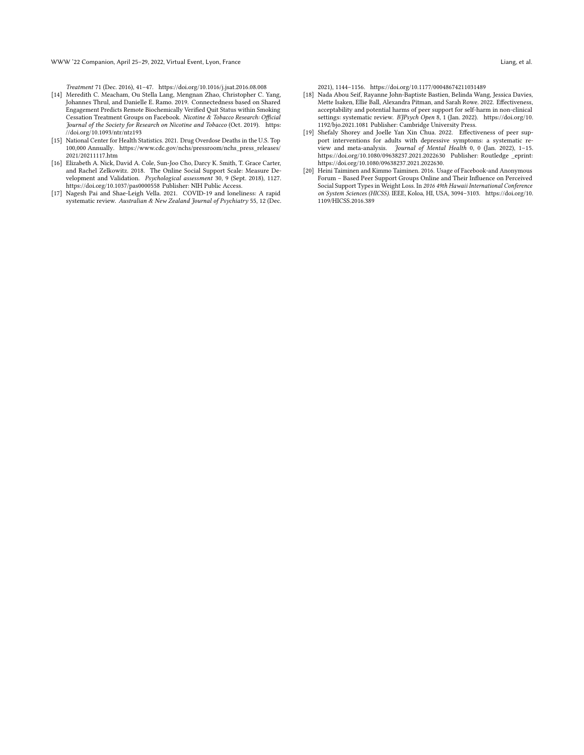*Treatment* 71 (Dec. 2016), 41–47. https://doi.org/10.1016/j.jsat.2016.08.008

[14] Meredith C. Meacham, Ou Stella Lang, Mengnan Zhao, Christopher C. Yang, Johannes Thrul, and Danielle E. Ramo. 2019. Connectedness based on Shared Engagement Predicts Remote Biochemically Verified Quit Status within Smoking Cessation Treatment Groups on Facebook. *Nicotine & Tobacco Research: Official Journal of the Society for Research on Nicotine and Tobacco* (Oct. 2019). https://doi.org/10.1093/ntr/ntz193

[15] National Center for Health Statistics. 2021. Drug Overdose Deaths in the U.S. Top 100,000 Annually. https://www.cdc.gov/nchs/pressroom/nchs_press_releases/2021/20211117.htm

[16] Elizabeth A. Nick, David A. Cole, Sun-Joo Cho, Darcy K. Smith, T. Grace Carter, and Rachel Zelkowitz. 2018. The Online Social Support Scale: Measure Development and Validation. *Psychological assessment* 30, 9 (Sept. 2018), 1127. https://doi.org/10.1037/pas0000558 Publisher: NIH Public Access.

[17] Nagesh Pai and Shae-Leigh Vella. 2021. COVID-19 and loneliness: A rapid systematic review. *Australian & New Zealand Journal of Psychiatry* 55, 12 (Dec. 2021), 1144–1156. https://doi.org/10.1177/00048674211031489

[18] Nada Abou Seif, Rayanne John-Baptiste Bastien, Belinda Wang, Jessica Davies, Mette Isaken, Ellie Ball, Alexandra Pitman, and Sarah Rowe. 2022. Effectiveness, acceptability and potential harms of peer support for self-harm in non-clinical settings: systematic review. *BJPsych Open* 8, 1 (Jan. 2022). https://doi.org/10.1192/bjo.2021.1081 Publisher: Cambridge University Press.

[19] Shefaly Shorey and Joelle Yan Xin Chua. 2022. Effectiveness of peer support interventions for adults with depressive symptoms: a systematic review and meta-analysis. *Journal of Mental Health* 0, 0 (Jan. 2022), 1–15. https://doi.org/10.1080/09638237.2021.2022630 Publisher: Routledge _eprint: https://doi.org/10.1080/09638237.2021.2022630.

[20] Heini Taiminen and Kimmo Taiminen. 2016. Usage of Facebook-and Anonymous Forum – Based Peer Support Groups Online and Their Influence on Perceived Social Support Types in Weight Loss. In *2016 49th Hawaii International Conference on System Sciences (HICSS)*. IEEE, Koloa, HI, USA, 3094–3103. https://doi.org/10.1109/HICSS.2016.389